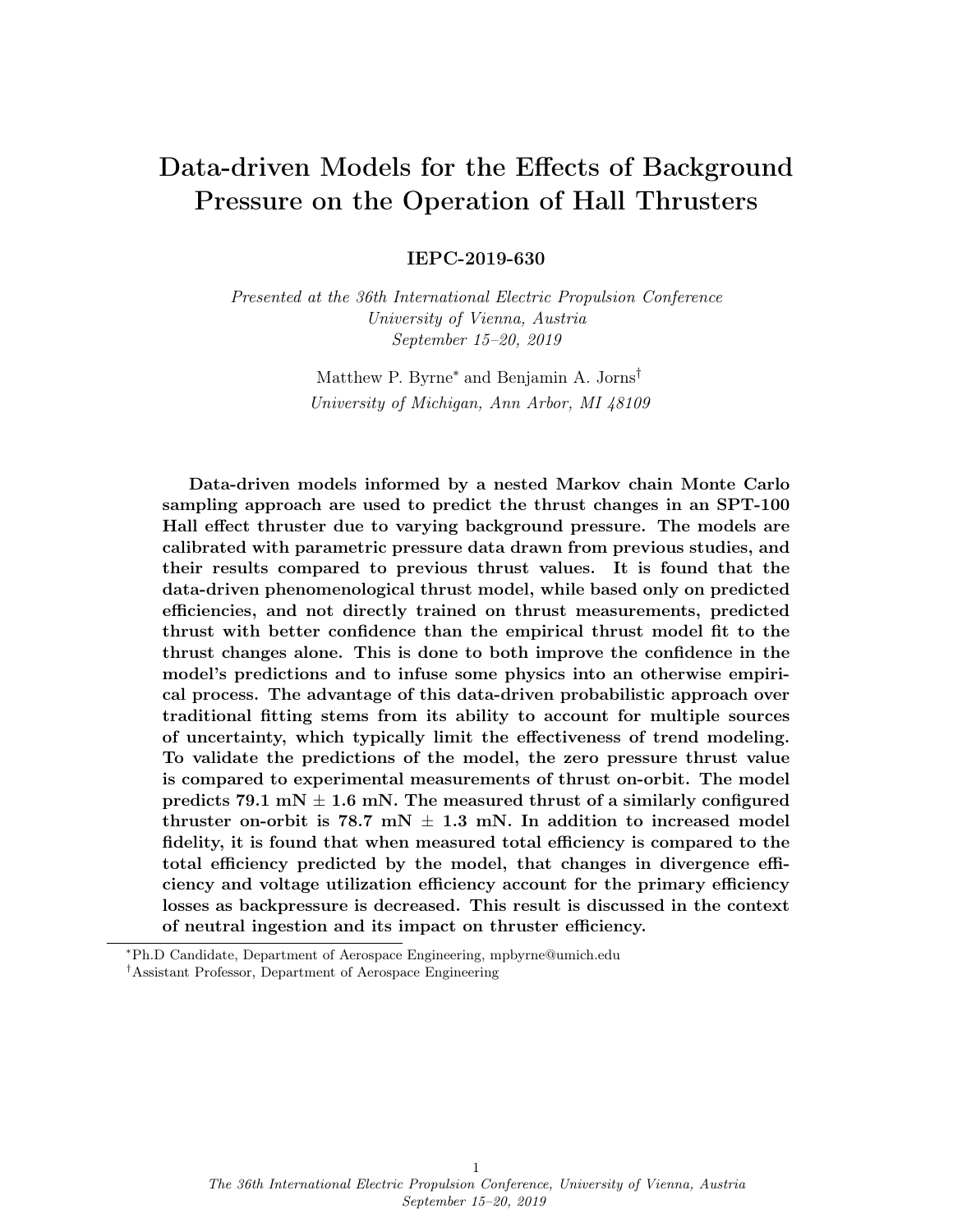# Data-driven Models for the Effects of Background Pressure on the Operation of Hall Thrusters

**IEPC-2019-630**

*Presented at the 36th International Electric Propulsion Conference*
*University of Vienna, Austria*
*September 15–20, 2019*

Matthew P. Byrne[*] and Benjamin A. Jorns[†]
*University of Michigan, Ann Arbor, MI 48109*

**Data-driven models informed by a nested Markov chain Monte Carlo sampling approach are used to predict the thrust changes in an SPT-100 Hall effect thruster due to varying background pressure. The models are calibrated with parametric pressure data drawn from previous studies, and their results compared to previous thrust values. It is found that the data-driven phenomenological thrust model, while based only on predicted efficiencies, and not directly trained on thrust measurements, predicted thrust with better confidence than the empirical thrust model fit to the thrust changes alone. This is done to both improve the confidence in the model's predictions and to infuse some physics into an otherwise empirical process. The advantage of this data-driven probabilistic approach over traditional fitting stems from its ability to account for multiple sources of uncertainty, which typically limit the effectiveness of trend modeling. To validate the predictions of the model, the zero pressure thrust value is compared to experimental measurements of thrust on-orbit. The model predicts 79.1 mN ± 1.6 mN. The measured thrust of a similarly configured thruster on-orbit is 78.7 mN ± 1.3 mN. In addition to increased model fidelity, it is found that when measured total efficiency is compared to the total efficiency predicted by the model, that changes in divergence efficiency and voltage utilization efficiency account for the primary efficiency losses as backpressure is decreased. This result is discussed in the context of neutral ingestion and its impact on thruster efficiency.**

---

[*] Ph.D Candidate, Department of Aerospace Engineering, mpbyrne@umich.edu

[†] Assistant Professor, Department of Aerospace Engineering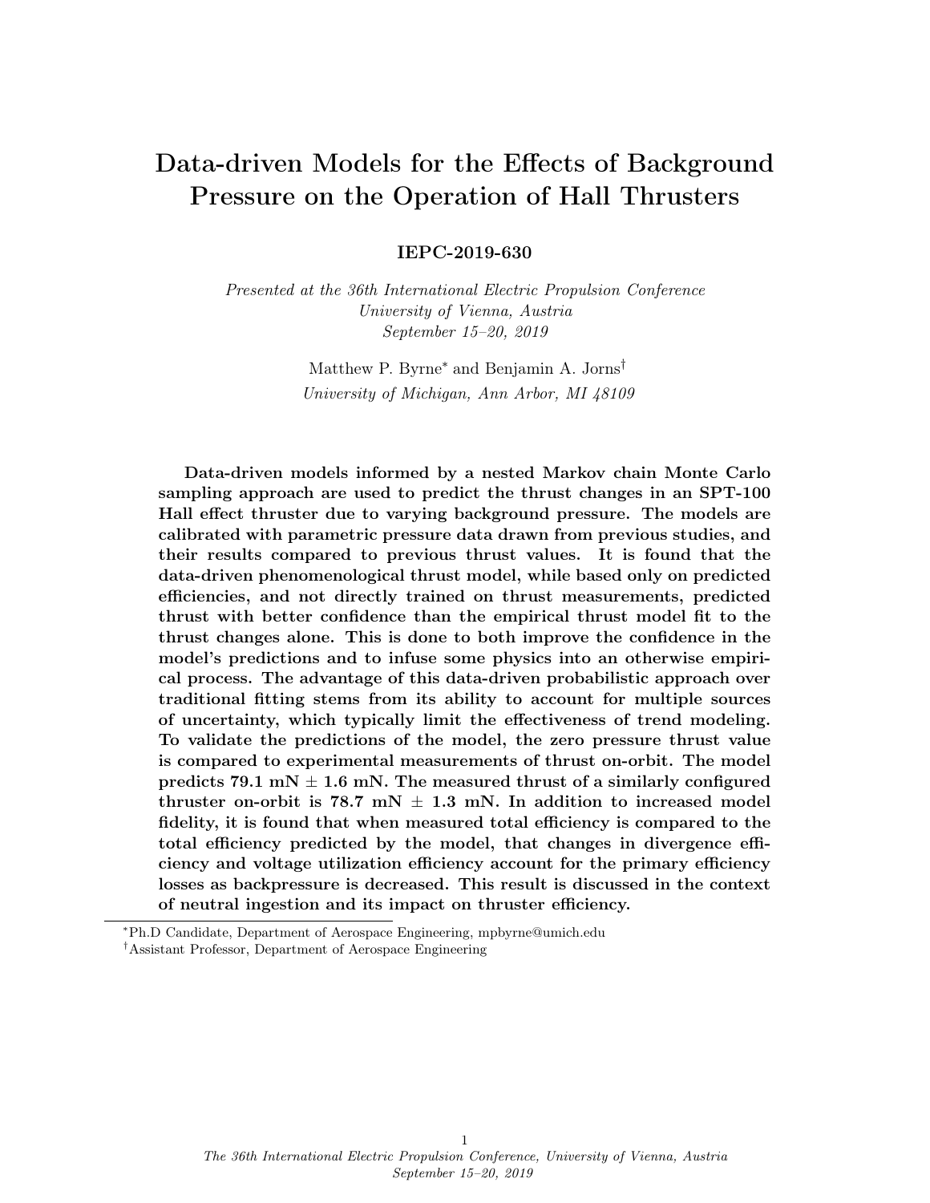# Data-driven Models for the Effects of Background Pressure on the Operation of Hall Thrusters

**IEPC-2019-630**

*Presented at the 36th International Electric Propulsion Conference*
*University of Vienna, Austria*
*September 15–20, 2019*

Matthew P. Byrne* and Benjamin A. Jorns†
*University of Michigan, Ann Arbor, MI 48109*

**Data-driven models informed by a nested Markov chain Monte Carlo sampling approach are used to predict the thrust changes in an SPT-100 Hall effect thruster due to varying background pressure. The models are calibrated with parametric pressure data drawn from previous studies, and their results compared to previous thrust values. It is found that the data-driven phenomenological thrust model, while based only on predicted efficiencies, and not directly trained on thrust measurements, predicted thrust with better confidence than the empirical thrust model fit to the thrust changes alone. This is done to both improve the confidence in the model's predictions and to infuse some physics into an otherwise empirical process. The advantage of this data-driven probabilistic approach over traditional fitting stems from its ability to account for multiple sources of uncertainty, which typically limit the effectiveness of trend modeling. To validate the predictions of the model, the zero pressure thrust value is compared to experimental measurements of thrust on-orbit. The model predicts 79.1 mN ± 1.6 mN. The measured thrust of a similarly configured thruster on-orbit is 78.7 mN ± 1.3 mN. In addition to increased model fidelity, it is found that when measured total efficiency is compared to the total efficiency predicted by the model, that changes in divergence efficiency and voltage utilization efficiency account for the primary efficiency losses as backpressure is decreased. This result is discussed in the context of neutral ingestion and its impact on thruster efficiency.**

---

*Ph.D Candidate, Department of Aerospace Engineering, mpbyrne@umich.edu

†Assistant Professor, Department of Aerospace Engineering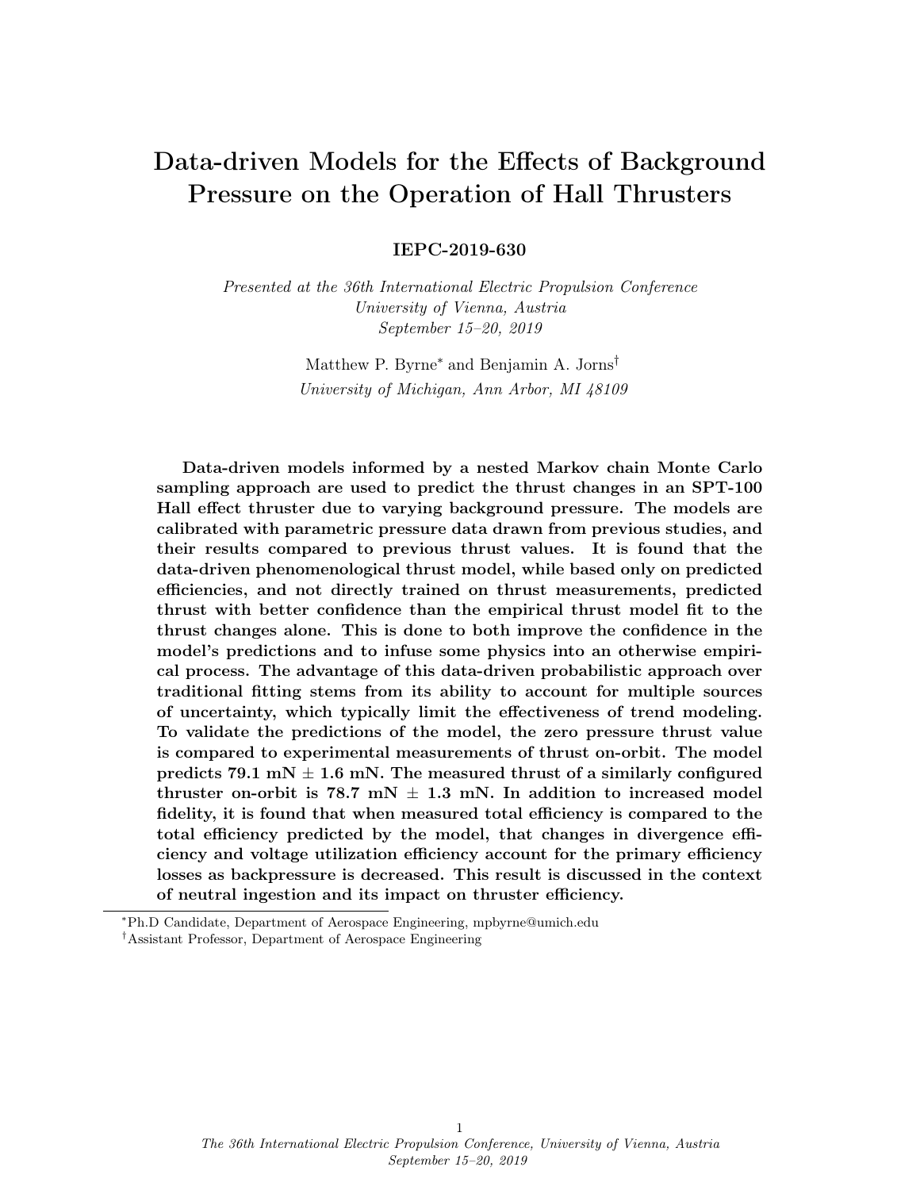# Data-driven Models for the Effects of Background Pressure on the Operation of Hall Thrusters

**IEPC-2019-630**

*Presented at the 36th International Electric Propulsion Conference*
*University of Vienna, Austria*
*September 15–20, 2019*

Matthew P. Byrne[*] and Benjamin A. Jorns[†]
*University of Michigan, Ann Arbor, MI 48109*

**Data-driven models informed by a nested Markov chain Monte Carlo sampling approach are used to predict the thrust changes in an SPT-100 Hall effect thruster due to varying background pressure. The models are calibrated with parametric pressure data drawn from previous studies, and their results compared to previous thrust values. It is found that the data-driven phenomenological thrust model, while based only on predicted efficiencies, and not directly trained on thrust measurements, predicted thrust with better confidence than the empirical thrust model fit to the thrust changes alone. This is done to both improve the confidence in the model's predictions and to infuse some physics into an otherwise empirical process. The advantage of this data-driven probabilistic approach over traditional fitting stems from its ability to account for multiple sources of uncertainty, which typically limit the effectiveness of trend modeling. To validate the predictions of the model, the zero pressure thrust value is compared to experimental measurements of thrust on-orbit. The model predicts 79.1 mN ± 1.6 mN. The measured thrust of a similarly configured thruster on-orbit is 78.7 mN ± 1.3 mN. In addition to increased model fidelity, it is found that when measured total efficiency is compared to the total efficiency predicted by the model, that changes in divergence efficiency and voltage utilization efficiency account for the primary efficiency losses as backpressure is decreased. This result is discussed in the context of neutral ingestion and its impact on thruster efficiency.**

---

[*] Ph.D Candidate, Department of Aerospace Engineering, mpbyrne@umich.edu

[†] Assistant Professor, Department of Aerospace Engineering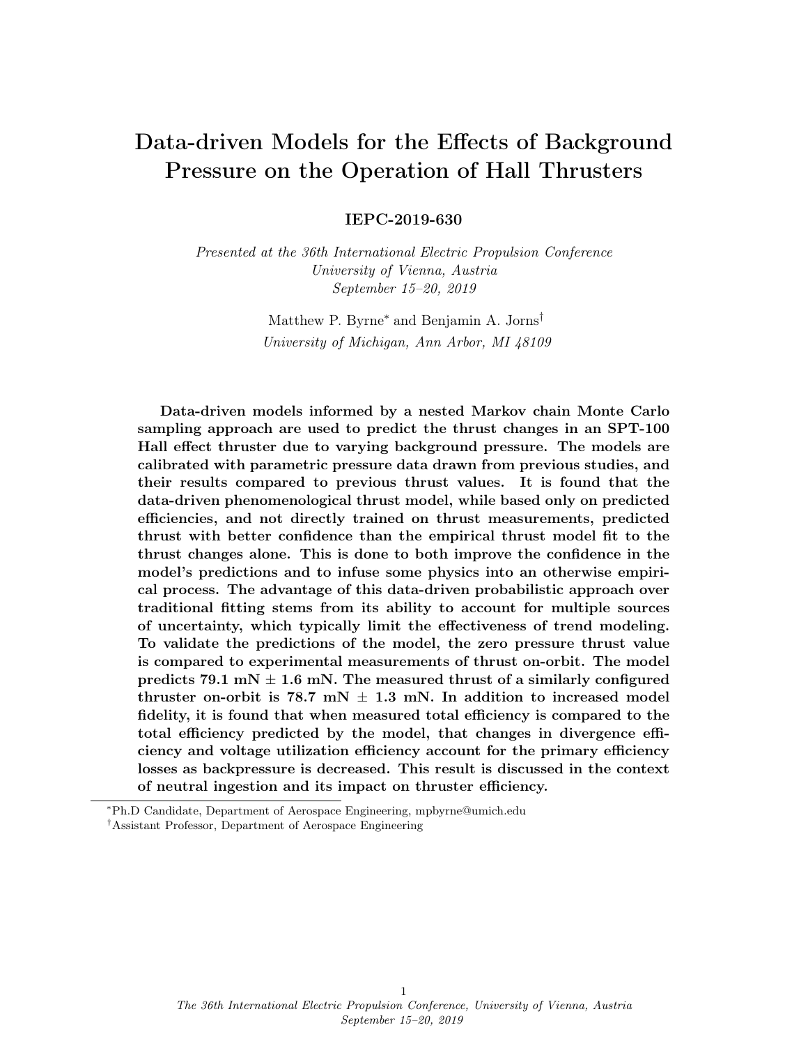# Data-driven Models for the Effects of Background Pressure on the Operation of Hall Thrusters

**IEPC-2019-630**

*Presented at the 36th International Electric Propulsion Conference*
*University of Vienna, Austria*
*September 15–20, 2019*

Matthew P. Byrne[*] and Benjamin A. Jorns[†]
*University of Michigan, Ann Arbor, MI 48109*

**Data-driven models informed by a nested Markov chain Monte Carlo sampling approach are used to predict the thrust changes in an SPT-100 Hall effect thruster due to varying background pressure. The models are calibrated with parametric pressure data drawn from previous studies, and their results compared to previous thrust values. It is found that the data-driven phenomenological thrust model, while based only on predicted efficiencies, and not directly trained on thrust measurements, predicted thrust with better confidence than the empirical thrust model fit to the thrust changes alone. This is done to both improve the confidence in the model's predictions and to infuse some physics into an otherwise empirical process. The advantage of this data-driven probabilistic approach over traditional fitting stems from its ability to account for multiple sources of uncertainty, which typically limit the effectiveness of trend modeling. To validate the predictions of the model, the zero pressure thrust value is compared to experimental measurements of thrust on-orbit. The model predicts 79.1 mN ± 1.6 mN. The measured thrust of a similarly configured thruster on-orbit is 78.7 mN ± 1.3 mN. In addition to increased model fidelity, it is found that when measured total efficiency is compared to the total efficiency predicted by the model, that changes in divergence efficiency and voltage utilization efficiency account for the primary efficiency losses as backpressure is decreased. This result is discussed in the context of neutral ingestion and its impact on thruster efficiency.**

[*] Ph.D Candidate, Department of Aerospace Engineering, mpbyrne@umich.edu
[†] Assistant Professor, Department of Aerospace Engineering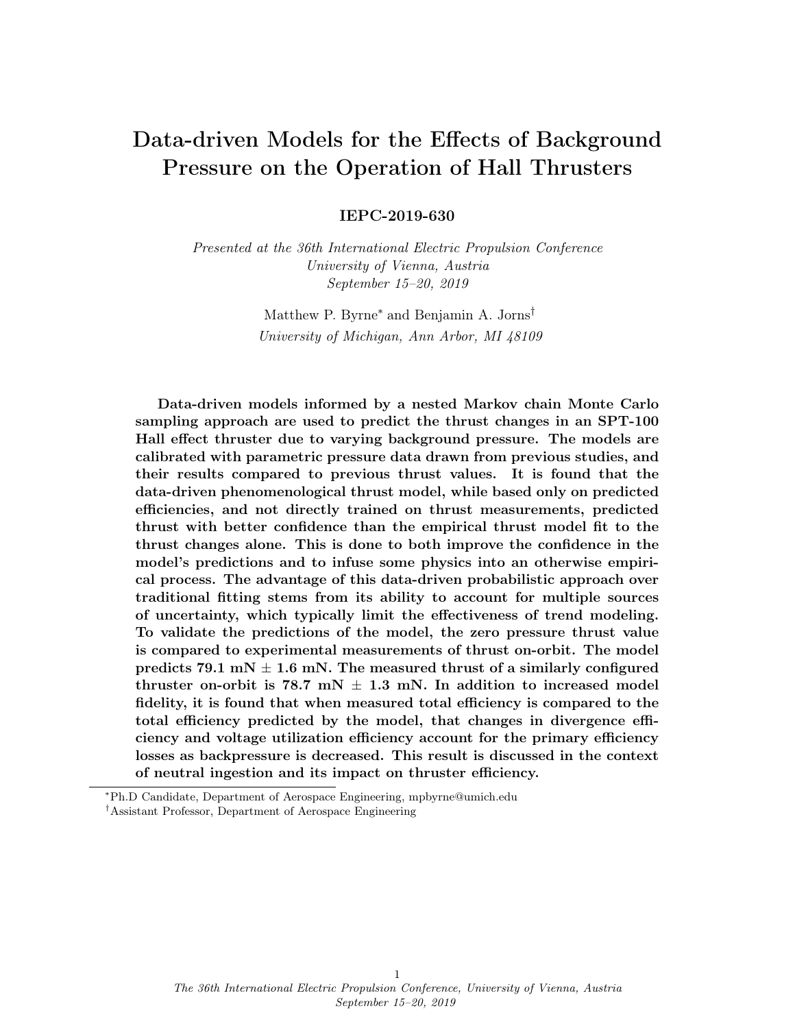# Data-driven Models for the Effects of Background Pressure on the Operation of Hall Thrusters

**IEPC-2019-630**

*Presented at the 36th International Electric Propulsion Conference*
*University of Vienna, Austria*
*September 15–20, 2019*

Matthew P. Byrne[*] and Benjamin A. Jorns[†]
*University of Michigan, Ann Arbor, MI 48109*

**Data-driven models informed by a nested Markov chain Monte Carlo sampling approach are used to predict the thrust changes in an SPT-100 Hall effect thruster due to varying background pressure. The models are calibrated with parametric pressure data drawn from previous studies, and their results compared to previous thrust values. It is found that the data-driven phenomenological thrust model, while based only on predicted efficiencies, and not directly trained on thrust measurements, predicted thrust with better confidence than the empirical thrust model fit to the thrust changes alone. This is done to both improve the confidence in the model's predictions and to infuse some physics into an otherwise empirical process. The advantage of this data-driven probabilistic approach over traditional fitting stems from its ability to account for multiple sources of uncertainty, which typically limit the effectiveness of trend modeling. To validate the predictions of the model, the zero pressure thrust value is compared to experimental measurements of thrust on-orbit. The model predicts 79.1 mN ± 1.6 mN. The measured thrust of a similarly configured thruster on-orbit is 78.7 mN ± 1.3 mN. In addition to increased model fidelity, it is found that when measured total efficiency is compared to the total efficiency predicted by the model, that changes in divergence efficiency and voltage utilization efficiency account for the primary efficiency losses as backpressure is decreased. This result is discussed in the context of neutral ingestion and its impact on thruster efficiency.**

[*] Ph.D Candidate, Department of Aerospace Engineering, mpbyrne@umich.edu
[†] Assistant Professor, Department of Aerospace Engineering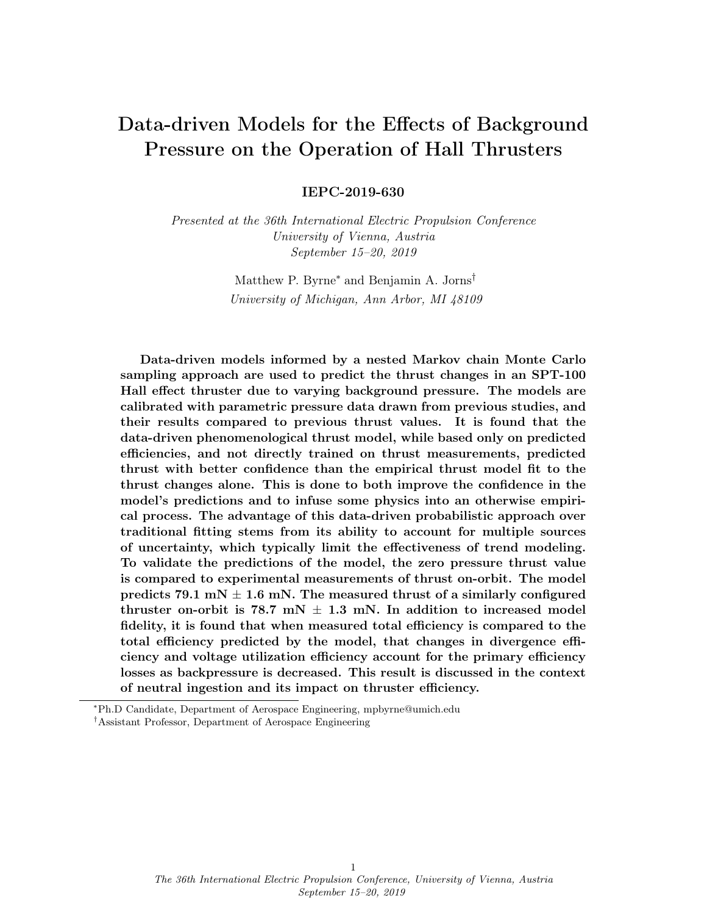# Data-driven Models for the Effects of Background Pressure on the Operation of Hall Thrusters

**IEPC-2019-630**

*Presented at the 36th International Electric Propulsion Conference*
*University of Vienna, Austria*
*September 15–20, 2019*

Matthew P. Byrne[*] and Benjamin A. Jorns[†]
*University of Michigan, Ann Arbor, MI 48109*

**Data-driven models informed by a nested Markov chain Monte Carlo sampling approach are used to predict the thrust changes in an SPT-100 Hall effect thruster due to varying background pressure. The models are calibrated with parametric pressure data drawn from previous studies, and their results compared to previous thrust values. It is found that the data-driven phenomenological thrust model, while based only on predicted efficiencies, and not directly trained on thrust measurements, predicted thrust with better confidence than the empirical thrust model fit to the thrust changes alone. This is done to both improve the confidence in the model's predictions and to infuse some physics into an otherwise empirical process. The advantage of this data-driven probabilistic approach over traditional fitting stems from its ability to account for multiple sources of uncertainty, which typically limit the effectiveness of trend modeling. To validate the predictions of the model, the zero pressure thrust value is compared to experimental measurements of thrust on-orbit. The model predicts 79.1 mN ± 1.6 mN. The measured thrust of a similarly configured thruster on-orbit is 78.7 mN ± 1.3 mN. In addition to increased model fidelity, it is found that when measured total efficiency is compared to the total efficiency predicted by the model, that changes in divergence efficiency and voltage utilization efficiency account for the primary efficiency losses as backpressure is decreased. This result is discussed in the context of neutral ingestion and its impact on thruster efficiency.**

[*] Ph.D Candidate, Department of Aerospace Engineering, mpbyrne@umich.edu
[†] Assistant Professor, Department of Aerospace Engineering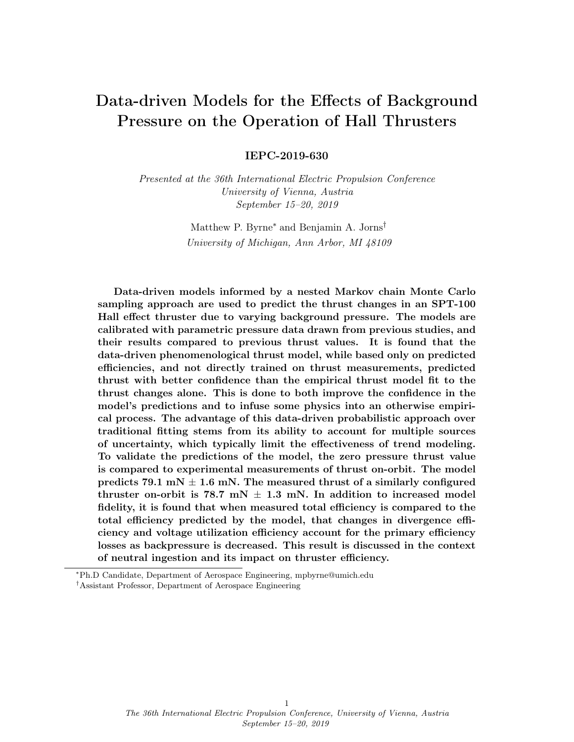# Data-driven Models for the Effects of Background Pressure on the Operation of Hall Thrusters

**IEPC-2019-630**

*Presented at the 36th International Electric Propulsion Conference*
*University of Vienna, Austria*
*September 15–20, 2019*

Matthew P. Byrne[*] and Benjamin A. Jorns[†]
*University of Michigan, Ann Arbor, MI 48109*

**Data-driven models informed by a nested Markov chain Monte Carlo sampling approach are used to predict the thrust changes in an SPT-100 Hall effect thruster due to varying background pressure. The models are calibrated with parametric pressure data drawn from previous studies, and their results compared to previous thrust values. It is found that the data-driven phenomenological thrust model, while based only on predicted efficiencies, and not directly trained on thrust measurements, predicted thrust with better confidence than the empirical thrust model fit to the thrust changes alone. This is done to both improve the confidence in the model's predictions and to infuse some physics into an otherwise empirical process. The advantage of this data-driven probabilistic approach over traditional fitting stems from its ability to account for multiple sources of uncertainty, which typically limit the effectiveness of trend modeling. To validate the predictions of the model, the zero pressure thrust value is compared to experimental measurements of thrust on-orbit. The model predicts 79.1 mN ± 1.6 mN. The measured thrust of a similarly configured thruster on-orbit is 78.7 mN ± 1.3 mN. In addition to increased model fidelity, it is found that when measured total efficiency is compared to the total efficiency predicted by the model, that changes in divergence efficiency and voltage utilization efficiency account for the primary efficiency losses as backpressure is decreased. This result is discussed in the context of neutral ingestion and its impact on thruster efficiency.**

[*] Ph.D Candidate, Department of Aerospace Engineering, mpbyrne@umich.edu

[†] Assistant Professor, Department of Aerospace Engineering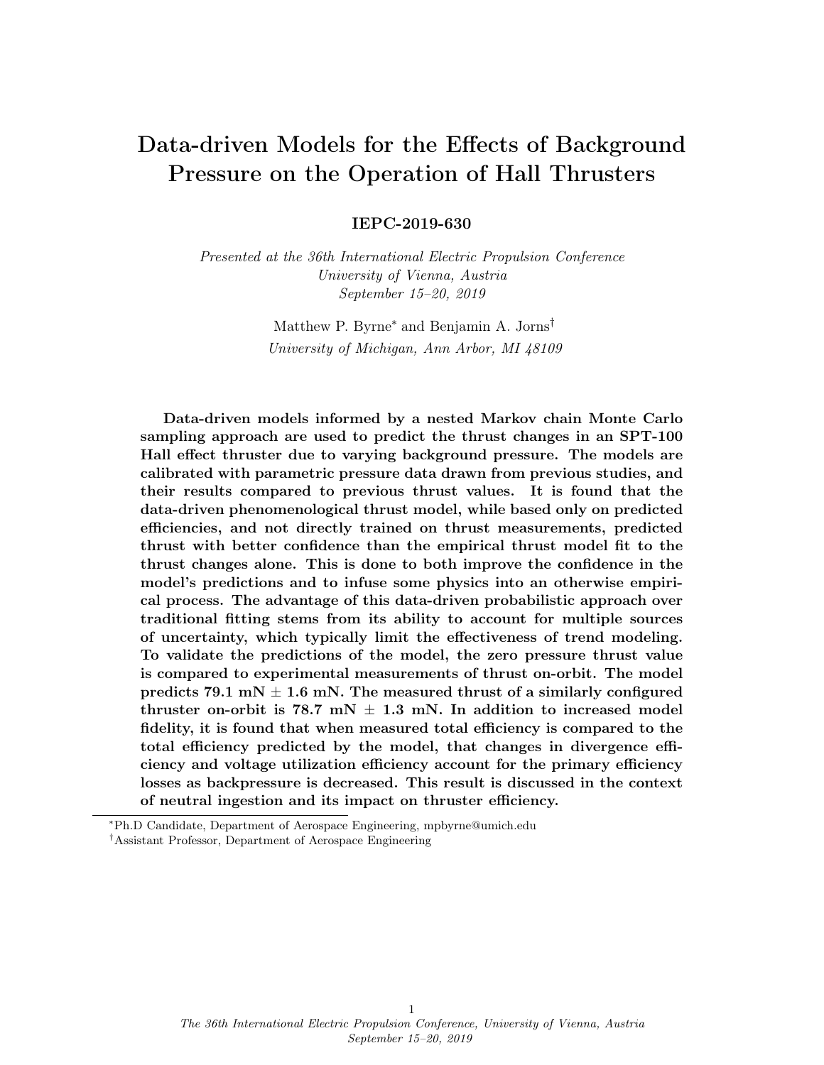# Data-driven Models for the Effects of Background Pressure on the Operation of Hall Thrusters

**IEPC-2019-630**

*Presented at the 36th International Electric Propulsion Conference*
*University of Vienna, Austria*
*September 15–20, 2019*

Matthew P. Byrne[*] and Benjamin A. Jorns[†]
*University of Michigan, Ann Arbor, MI 48109*

**Data-driven models informed by a nested Markov chain Monte Carlo sampling approach are used to predict the thrust changes in an SPT-100 Hall effect thruster due to varying background pressure. The models are calibrated with parametric pressure data drawn from previous studies, and their results compared to previous thrust values. It is found that the data-driven phenomenological thrust model, while based only on predicted efficiencies, and not directly trained on thrust measurements, predicted thrust with better confidence than the empirical thrust model fit to the thrust changes alone. This is done to both improve the confidence in the model's predictions and to infuse some physics into an otherwise empirical process. The advantage of this data-driven probabilistic approach over traditional fitting stems from its ability to account for multiple sources of uncertainty, which typically limit the effectiveness of trend modeling. To validate the predictions of the model, the zero pressure thrust value is compared to experimental measurements of thrust on-orbit. The model predicts 79.1 mN ± 1.6 mN. The measured thrust of a similarly configured thruster on-orbit is 78.7 mN ± 1.3 mN. In addition to increased model fidelity, it is found that when measured total efficiency is compared to the total efficiency predicted by the model, that changes in divergence efficiency and voltage utilization efficiency account for the primary efficiency losses as backpressure is decreased. This result is discussed in the context of neutral ingestion and its impact on thruster efficiency.**

[*] Ph.D Candidate, Department of Aerospace Engineering, mpbyrne@umich.edu
[†] Assistant Professor, Department of Aerospace Engineering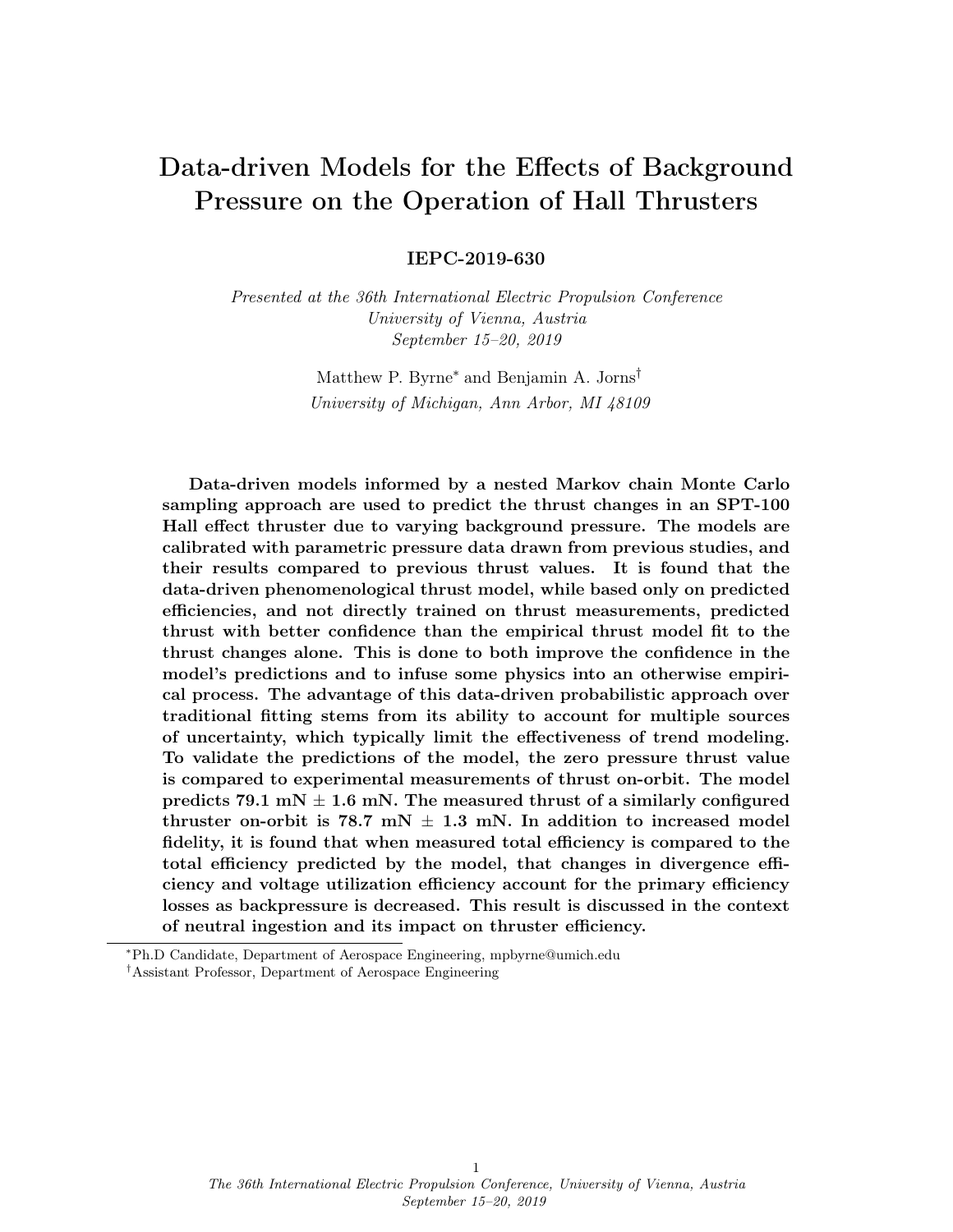# Data-driven Models for the Effects of Background Pressure on the Operation of Hall Thrusters

**IEPC-2019-630**

*Presented at the 36th International Electric Propulsion Conference*
*University of Vienna, Austria*
*September 15–20, 2019*

Matthew P. Byrne* and Benjamin A. Jorns†
*University of Michigan, Ann Arbor, MI 48109*

**Data-driven models informed by a nested Markov chain Monte Carlo sampling approach are used to predict the thrust changes in an SPT-100 Hall effect thruster due to varying background pressure. The models are calibrated with parametric pressure data drawn from previous studies, and their results compared to previous thrust values. It is found that the data-driven phenomenological thrust model, while based only on predicted efficiencies, and not directly trained on thrust measurements, predicted thrust with better confidence than the empirical thrust model fit to the thrust changes alone. This is done to both improve the confidence in the model's predictions and to infuse some physics into an otherwise empirical process. The advantage of this data-driven probabilistic approach over traditional fitting stems from its ability to account for multiple sources of uncertainty, which typically limit the effectiveness of trend modeling. To validate the predictions of the model, the zero pressure thrust value is compared to experimental measurements of thrust on-orbit. The model predicts 79.1 mN ± 1.6 mN. The measured thrust of a similarly configured thruster on-orbit is 78.7 mN ± 1.3 mN. In addition to increased model fidelity, it is found that when measured total efficiency is compared to the total efficiency predicted by the model, that changes in divergence efficiency and voltage utilization efficiency account for the primary efficiency losses as backpressure is decreased. This result is discussed in the context of neutral ingestion and its impact on thruster efficiency.**

*Ph.D Candidate, Department of Aerospace Engineering, mpbyrne@umich.edu

†Assistant Professor, Department of Aerospace Engineering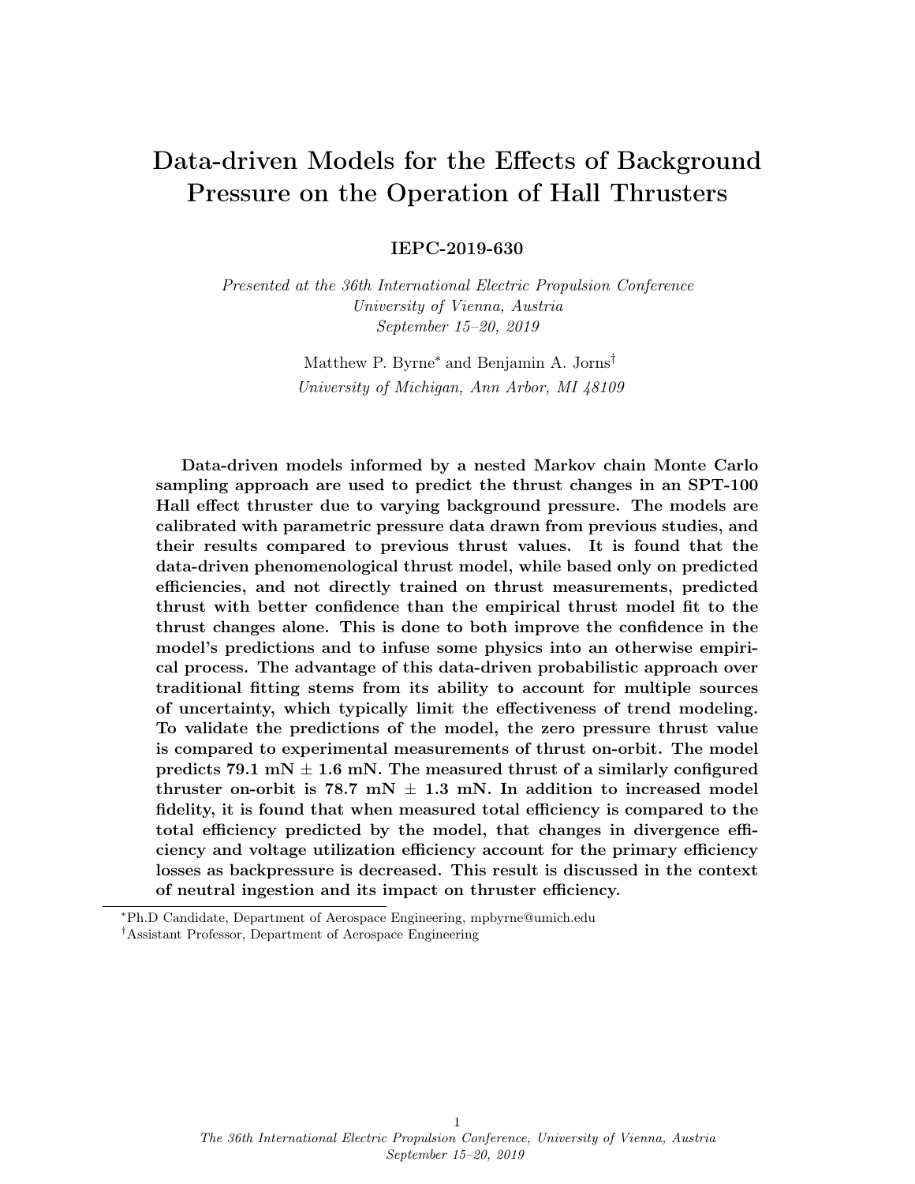# Data-driven Models for the Effects of Background Pressure on the Operation of Hall Thrusters

**IEPC-2019-630**

*Presented at the 36th International Electric Propulsion Conference*
*University of Vienna, Austria*
*September 15–20, 2019*

Matthew P. Byrne* and Benjamin A. Jorns†
*University of Michigan, Ann Arbor, MI 48109*

**Data-driven models informed by a nested Markov chain Monte Carlo sampling approach are used to predict the thrust changes in an SPT-100 Hall effect thruster due to varying background pressure. The models are calibrated with parametric pressure data drawn from previous studies, and their results compared to previous thrust values. It is found that the data-driven phenomenological thrust model, while based only on predicted efficiencies, and not directly trained on thrust measurements, predicted thrust with better confidence than the empirical thrust model fit to the thrust changes alone. This is done to both improve the confidence in the model's predictions and to infuse some physics into an otherwise empirical process. The advantage of this data-driven probabilistic approach over traditional fitting stems from its ability to account for multiple sources of uncertainty, which typically limit the effectiveness of trend modeling. To validate the predictions of the model, the zero pressure thrust value is compared to experimental measurements of thrust on-orbit. The model predicts 79.1 mN ± 1.6 mN. The measured thrust of a similarly configured thruster on-orbit is 78.7 mN ± 1.3 mN. In addition to increased model fidelity, it is found that when measured total efficiency is compared to the total efficiency predicted by the model, that changes in divergence efficiency and voltage utilization efficiency account for the primary efficiency losses as backpressure is decreased. This result is discussed in the context of neutral ingestion and its impact on thruster efficiency.**

*Ph.D Candidate, Department of Aerospace Engineering, mpbyrne@umich.edu
†Assistant Professor, Department of Aerospace Engineering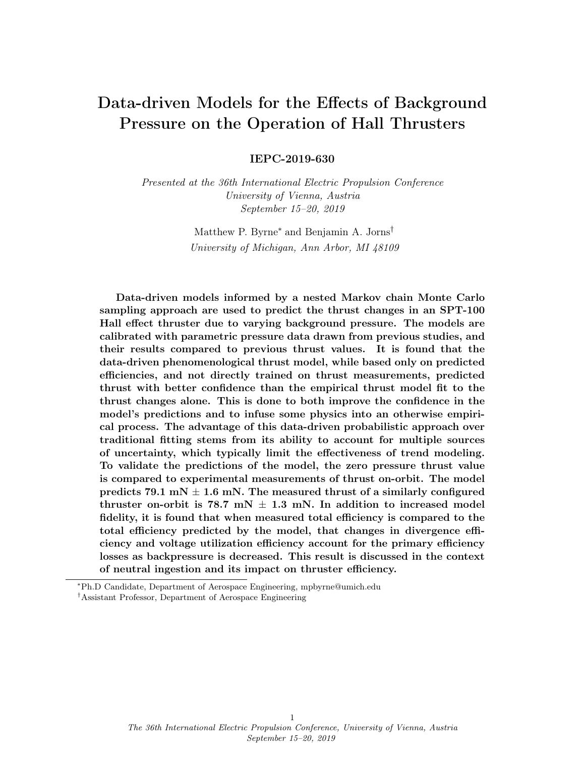# Data-driven Models for the Effects of Background Pressure on the Operation of Hall Thrusters

**IEPC-2019-630**

*Presented at the 36th International Electric Propulsion Conference*
*University of Vienna, Austria*
*September 15–20, 2019*

Matthew P. Byrne[*] and Benjamin A. Jorns[†]
*University of Michigan, Ann Arbor, MI 48109*

**Data-driven models informed by a nested Markov chain Monte Carlo sampling approach are used to predict the thrust changes in an SPT-100 Hall effect thruster due to varying background pressure. The models are calibrated with parametric pressure data drawn from previous studies, and their results compared to previous thrust values. It is found that the data-driven phenomenological thrust model, while based only on predicted efficiencies, and not directly trained on thrust measurements, predicted thrust with better confidence than the empirical thrust model fit to the thrust changes alone. This is done to both improve the confidence in the model's predictions and to infuse some physics into an otherwise empirical process. The advantage of this data-driven probabilistic approach over traditional fitting stems from its ability to account for multiple sources of uncertainty, which typically limit the effectiveness of trend modeling. To validate the predictions of the model, the zero pressure thrust value is compared to experimental measurements of thrust on-orbit. The model predicts 79.1 mN ± 1.6 mN. The measured thrust of a similarly configured thruster on-orbit is 78.7 mN ± 1.3 mN. In addition to increased model fidelity, it is found that when measured total efficiency is compared to the total efficiency predicted by the model, that changes in divergence efficiency and voltage utilization efficiency account for the primary efficiency losses as backpressure is decreased. This result is discussed in the context of neutral ingestion and its impact on thruster efficiency.**

[*] Ph.D Candidate, Department of Aerospace Engineering, mpbyrne@umich.edu
[†] Assistant Professor, Department of Aerospace Engineering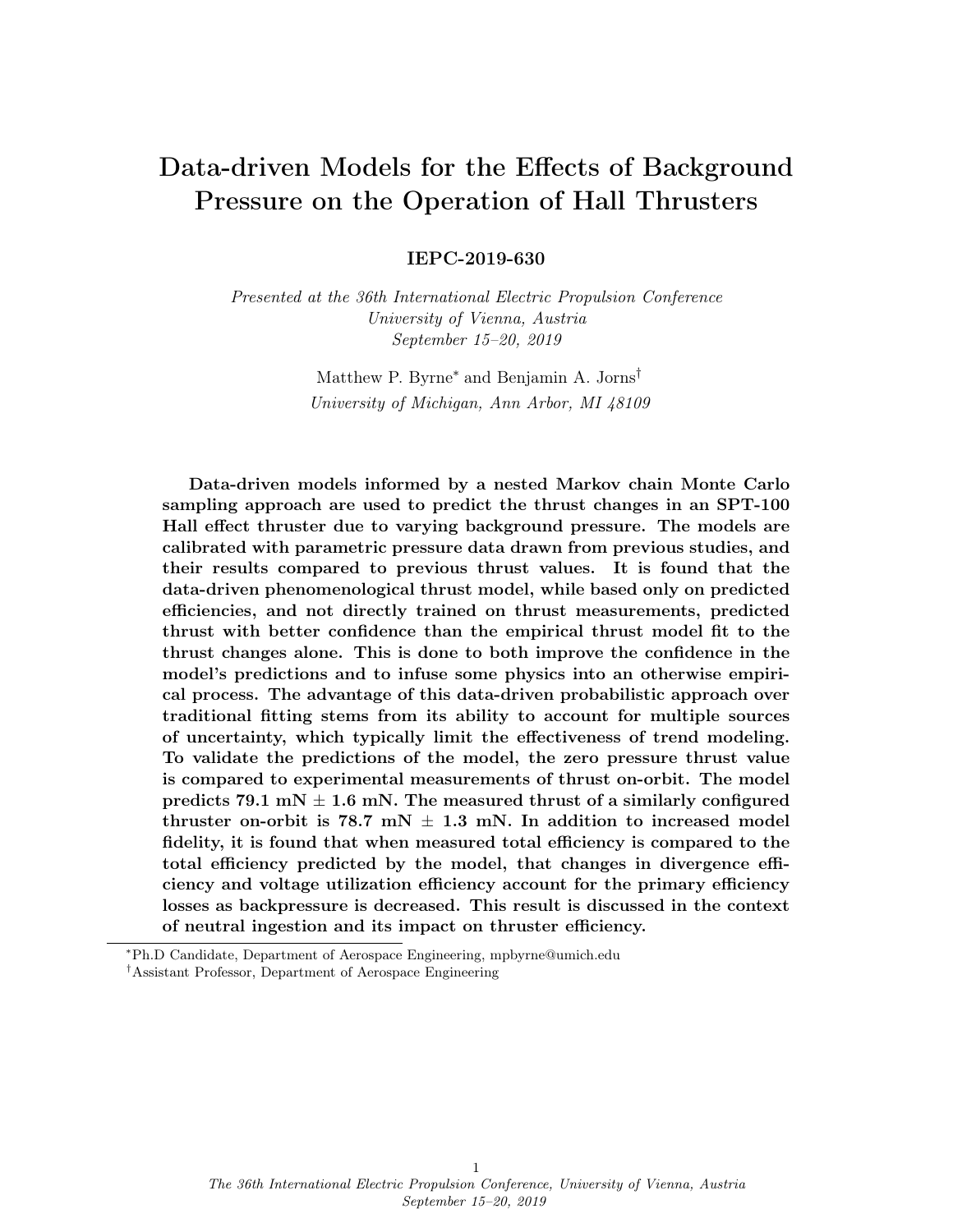# Data-driven Models for the Effects of Background Pressure on the Operation of Hall Thrusters

**IEPC-2019-630**

*Presented at the 36th International Electric Propulsion Conference*
*University of Vienna, Austria*
*September 15–20, 2019*

Matthew P. Byrne[*] and Benjamin A. Jorns[†]
*University of Michigan, Ann Arbor, MI 48109*

**Data-driven models informed by a nested Markov chain Monte Carlo sampling approach are used to predict the thrust changes in an SPT-100 Hall effect thruster due to varying background pressure. The models are calibrated with parametric pressure data drawn from previous studies, and their results compared to previous thrust values. It is found that the data-driven phenomenological thrust model, while based only on predicted efficiencies, and not directly trained on thrust measurements, predicted thrust with better confidence than the empirical thrust model fit to the thrust changes alone. This is done to both improve the confidence in the model's predictions and to infuse some physics into an otherwise empirical process. The advantage of this data-driven probabilistic approach over traditional fitting stems from its ability to account for multiple sources of uncertainty, which typically limit the effectiveness of trend modeling. To validate the predictions of the model, the zero pressure thrust value is compared to experimental measurements of thrust on-orbit. The model predicts 79.1 mN ± 1.6 mN. The measured thrust of a similarly configured thruster on-orbit is 78.7 mN ± 1.3 mN. In addition to increased model fidelity, it is found that when measured total efficiency is compared to the total efficiency predicted by the model, that changes in divergence efficiency and voltage utilization efficiency account for the primary efficiency losses as backpressure is decreased. This result is discussed in the context of neutral ingestion and its impact on thruster efficiency.**

[*] Ph.D Candidate, Department of Aerospace Engineering, mpbyrne@umich.edu
[†] Assistant Professor, Department of Aerospace Engineering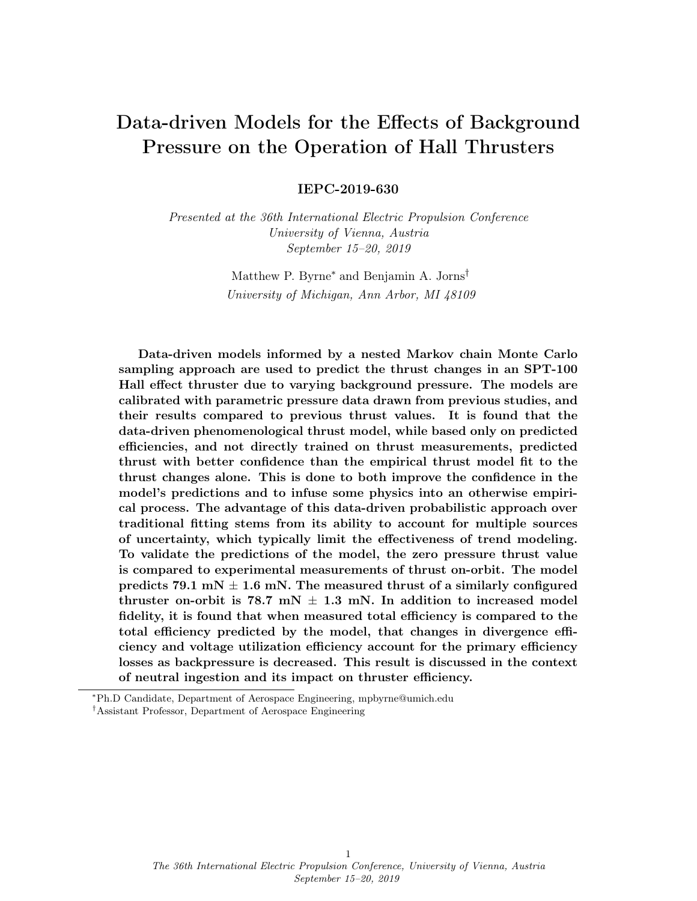# Data-driven Models for the Effects of Background Pressure on the Operation of Hall Thrusters

**IEPC-2019-630**

*Presented at the 36th International Electric Propulsion Conference*
*University of Vienna, Austria*
*September 15–20, 2019*

Matthew P. Byrne[*] and Benjamin A. Jorns[†]
*University of Michigan, Ann Arbor, MI 48109*

**Data-driven models informed by a nested Markov chain Monte Carlo sampling approach are used to predict the thrust changes in an SPT-100 Hall effect thruster due to varying background pressure. The models are calibrated with parametric pressure data drawn from previous studies, and their results compared to previous thrust values. It is found that the data-driven phenomenological thrust model, while based only on predicted efficiencies, and not directly trained on thrust measurements, predicted thrust with better confidence than the empirical thrust model fit to the thrust changes alone. This is done to both improve the confidence in the model's predictions and to infuse some physics into an otherwise empirical process. The advantage of this data-driven probabilistic approach over traditional fitting stems from its ability to account for multiple sources of uncertainty, which typically limit the effectiveness of trend modeling. To validate the predictions of the model, the zero pressure thrust value is compared to experimental measurements of thrust on-orbit. The model predicts 79.1 mN ± 1.6 mN. The measured thrust of a similarly configured thruster on-orbit is 78.7 mN ± 1.3 mN. In addition to increased model fidelity, it is found that when measured total efficiency is compared to the total efficiency predicted by the model, that changes in divergence efficiency and voltage utilization efficiency account for the primary efficiency losses as backpressure is decreased. This result is discussed in the context of neutral ingestion and its impact on thruster efficiency.**

---

[*] Ph.D Candidate, Department of Aerospace Engineering, mpbyrne@umich.edu

[†] Assistant Professor, Department of Aerospace Engineering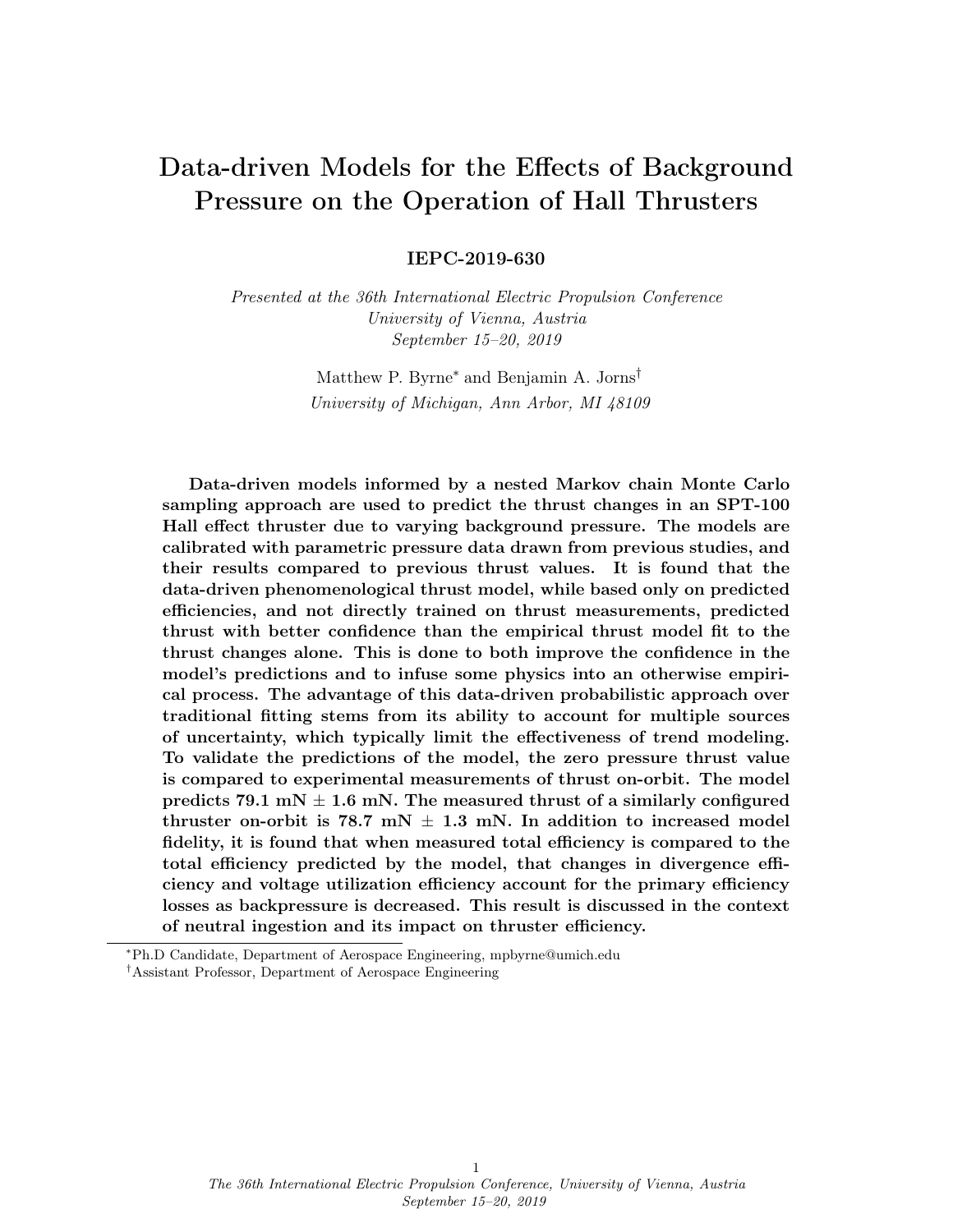# Data-driven Models for the Effects of Background Pressure on the Operation of Hall Thrusters

**IEPC-2019-630**

*Presented at the 36th International Electric Propulsion Conference*
*University of Vienna, Austria*
*September 15–20, 2019*

Matthew P. Byrne[*] and Benjamin A. Jorns[†]
*University of Michigan, Ann Arbor, MI 48109*

**Data-driven models informed by a nested Markov chain Monte Carlo sampling approach are used to predict the thrust changes in an SPT-100 Hall effect thruster due to varying background pressure. The models are calibrated with parametric pressure data drawn from previous studies, and their results compared to previous thrust values. It is found that the data-driven phenomenological thrust model, while based only on predicted efficiencies, and not directly trained on thrust measurements, predicted thrust with better confidence than the empirical thrust model fit to the thrust changes alone. This is done to both improve the confidence in the model's predictions and to infuse some physics into an otherwise empirical process. The advantage of this data-driven probabilistic approach over traditional fitting stems from its ability to account for multiple sources of uncertainty, which typically limit the effectiveness of trend modeling. To validate the predictions of the model, the zero pressure thrust value is compared to experimental measurements of thrust on-orbit. The model predicts 79.1 mN ± 1.6 mN. The measured thrust of a similarly configured thruster on-orbit is 78.7 mN ± 1.3 mN. In addition to increased model fidelity, it is found that when measured total efficiency is compared to the total efficiency predicted by the model, that changes in divergence efficiency and voltage utilization efficiency account for the primary efficiency losses as backpressure is decreased. This result is discussed in the context of neutral ingestion and its impact on thruster efficiency.**

[*] Ph.D Candidate, Department of Aerospace Engineering, mpbyrne@umich.edu
[†] Assistant Professor, Department of Aerospace Engineering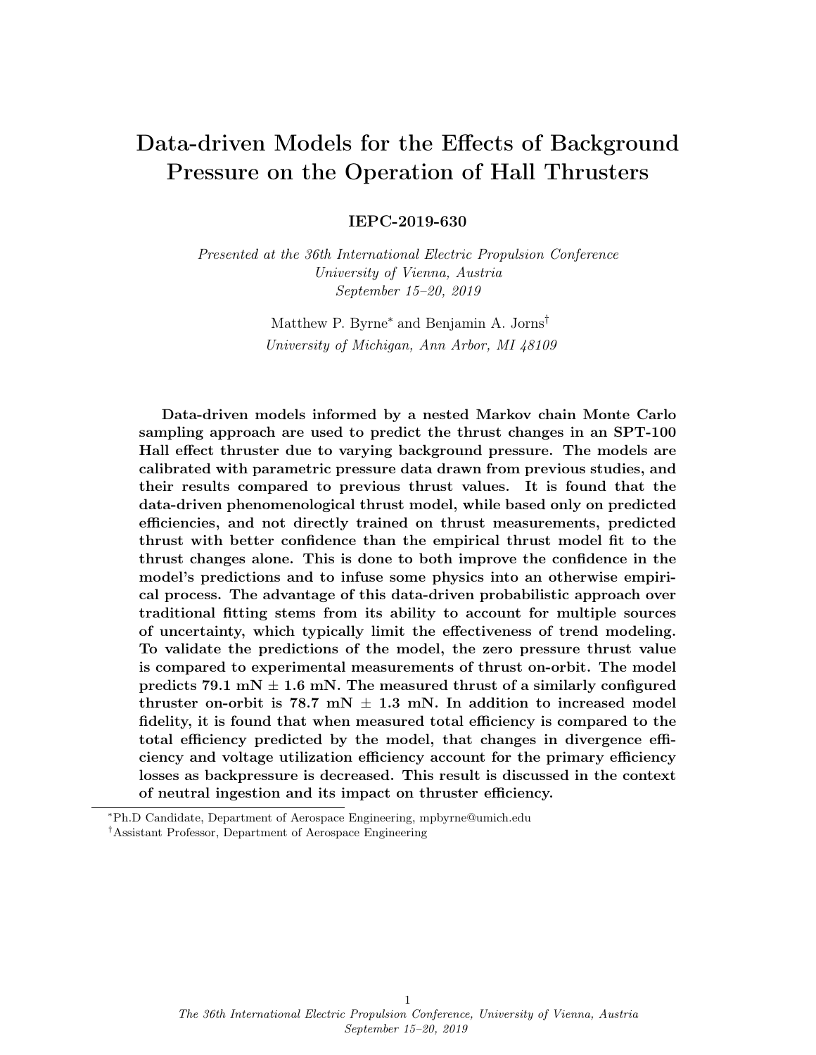# Data-driven Models for the Effects of Background Pressure on the Operation of Hall Thrusters

**IEPC-2019-630**

*Presented at the 36th International Electric Propulsion Conference*
*University of Vienna, Austria*
*September 15–20, 2019*

Matthew P. Byrne[*] and Benjamin A. Jorns[†]
*University of Michigan, Ann Arbor, MI 48109*

**Data-driven models informed by a nested Markov chain Monte Carlo sampling approach are used to predict the thrust changes in an SPT-100 Hall effect thruster due to varying background pressure. The models are calibrated with parametric pressure data drawn from previous studies, and their results compared to previous thrust values. It is found that the data-driven phenomenological thrust model, while based only on predicted efficiencies, and not directly trained on thrust measurements, predicted thrust with better confidence than the empirical thrust model fit to the thrust changes alone. This is done to both improve the confidence in the model's predictions and to infuse some physics into an otherwise empirical process. The advantage of this data-driven probabilistic approach over traditional fitting stems from its ability to account for multiple sources of uncertainty, which typically limit the effectiveness of trend modeling. To validate the predictions of the model, the zero pressure thrust value is compared to experimental measurements of thrust on-orbit. The model predicts 79.1 mN ± 1.6 mN. The measured thrust of a similarly configured thruster on-orbit is 78.7 mN ± 1.3 mN. In addition to increased model fidelity, it is found that when measured total efficiency is compared to the total efficiency predicted by the model, that changes in divergence efficiency and voltage utilization efficiency account for the primary efficiency losses as backpressure is decreased. This result is discussed in the context of neutral ingestion and its impact on thruster efficiency.**

---

[*] Ph.D Candidate, Department of Aerospace Engineering, mpbyrne@umich.edu

[†] Assistant Professor, Department of Aerospace Engineering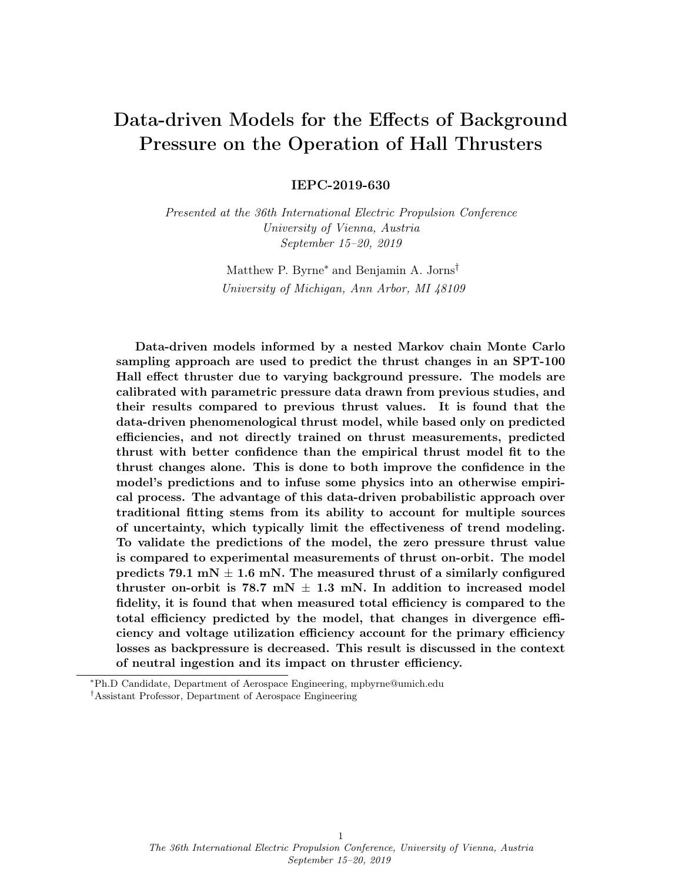# Data-driven Models for the Effects of Background Pressure on the Operation of Hall Thrusters

**IEPC-2019-630**

*Presented at the 36th International Electric Propulsion Conference*
*University of Vienna, Austria*
*September 15–20, 2019*

Matthew P. Byrne[*] and Benjamin A. Jorns[†]
*University of Michigan, Ann Arbor, MI 48109*

**Data-driven models informed by a nested Markov chain Monte Carlo sampling approach are used to predict the thrust changes in an SPT-100 Hall effect thruster due to varying background pressure. The models are calibrated with parametric pressure data drawn from previous studies, and their results compared to previous thrust values. It is found that the data-driven phenomenological thrust model, while based only on predicted efficiencies, and not directly trained on thrust measurements, predicted thrust with better confidence than the empirical thrust model fit to the thrust changes alone. This is done to both improve the confidence in the model's predictions and to infuse some physics into an otherwise empirical process. The advantage of this data-driven probabilistic approach over traditional fitting stems from its ability to account for multiple sources of uncertainty, which typically limit the effectiveness of trend modeling. To validate the predictions of the model, the zero pressure thrust value is compared to experimental measurements of thrust on-orbit. The model predicts 79.1 mN ± 1.6 mN. The measured thrust of a similarly configured thruster on-orbit is 78.7 mN ± 1.3 mN. In addition to increased model fidelity, it is found that when measured total efficiency is compared to the total efficiency predicted by the model, that changes in divergence efficiency and voltage utilization efficiency account for the primary efficiency losses as backpressure is decreased. This result is discussed in the context of neutral ingestion and its impact on thruster efficiency.**

---

[*] Ph.D Candidate, Department of Aerospace Engineering, mpbyrne@umich.edu

[†] Assistant Professor, Department of Aerospace Engineering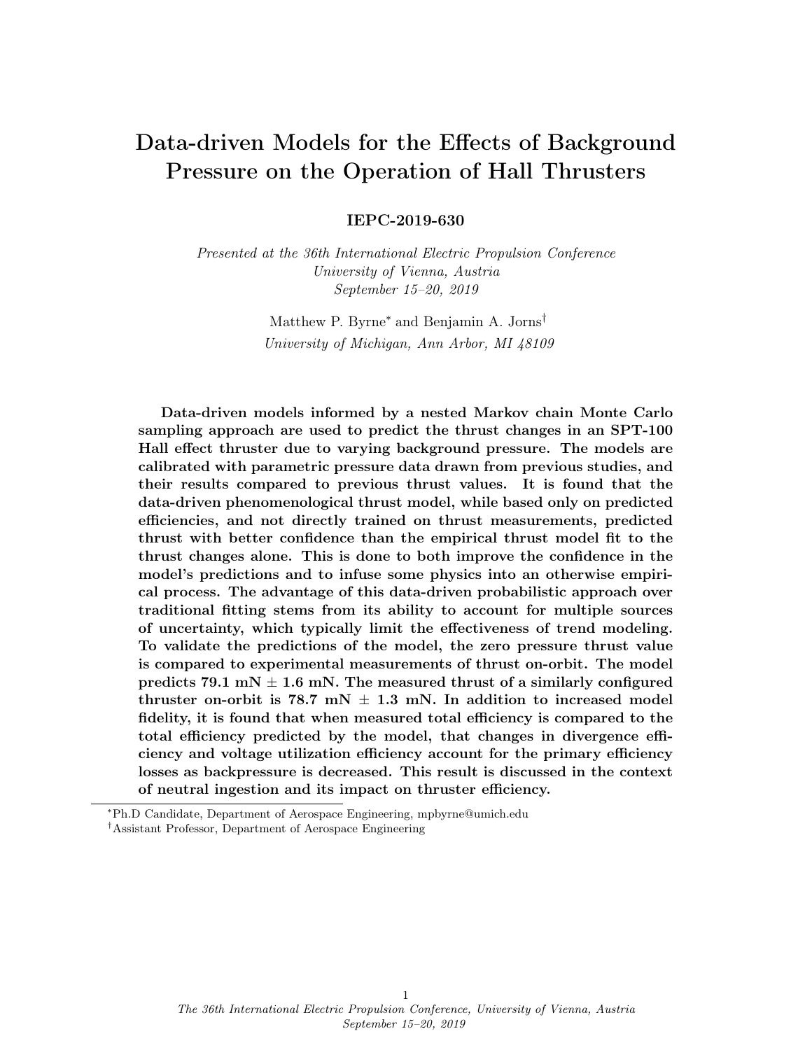# Data-driven Models for the Effects of Background Pressure on the Operation of Hall Thrusters

**IEPC-2019-630**

*Presented at the 36th International Electric Propulsion Conference*
*University of Vienna, Austria*
*September 15–20, 2019*

Matthew P. Byrne[*] and Benjamin A. Jorns[†]
*University of Michigan, Ann Arbor, MI 48109*

**Data-driven models informed by a nested Markov chain Monte Carlo sampling approach are used to predict the thrust changes in an SPT-100 Hall effect thruster due to varying background pressure. The models are calibrated with parametric pressure data drawn from previous studies, and their results compared to previous thrust values. It is found that the data-driven phenomenological thrust model, while based only on predicted efficiencies, and not directly trained on thrust measurements, predicted thrust with better confidence than the empirical thrust model fit to the thrust changes alone. This is done to both improve the confidence in the model's predictions and to infuse some physics into an otherwise empirical process. The advantage of this data-driven probabilistic approach over traditional fitting stems from its ability to account for multiple sources of uncertainty, which typically limit the effectiveness of trend modeling. To validate the predictions of the model, the zero pressure thrust value is compared to experimental measurements of thrust on-orbit. The model predicts 79.1 mN ± 1.6 mN. The measured thrust of a similarly configured thruster on-orbit is 78.7 mN ± 1.3 mN. In addition to increased model fidelity, it is found that when measured total efficiency is compared to the total efficiency predicted by the model, that changes in divergence efficiency and voltage utilization efficiency account for the primary efficiency losses as backpressure is decreased. This result is discussed in the context of neutral ingestion and its impact on thruster efficiency.**

---

[*] Ph.D Candidate, Department of Aerospace Engineering, mpbyrne@umich.edu

[†] Assistant Professor, Department of Aerospace Engineering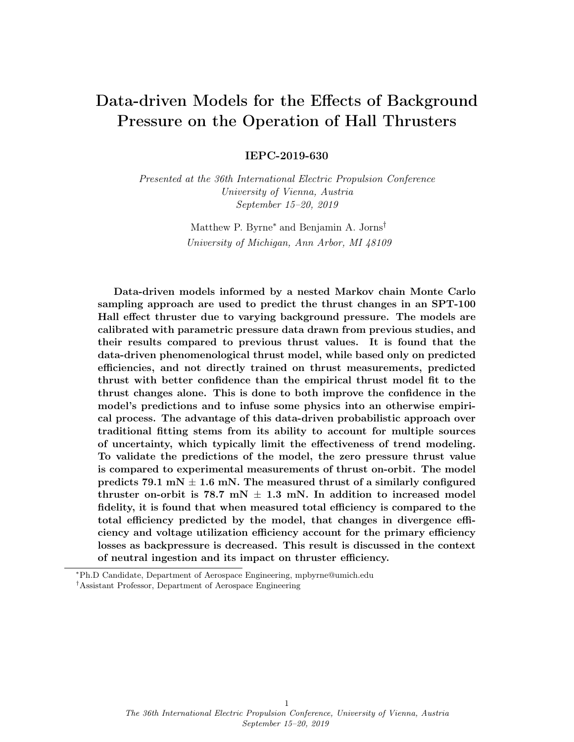# Data-driven Models for the Effects of Background Pressure on the Operation of Hall Thrusters

**IEPC-2019-630**

*Presented at the 36th International Electric Propulsion Conference*
*University of Vienna, Austria*
*September 15–20, 2019*

Matthew P. Byrne[*] and Benjamin A. Jorns[†]
*University of Michigan, Ann Arbor, MI 48109*

**Data-driven models informed by a nested Markov chain Monte Carlo sampling approach are used to predict the thrust changes in an SPT-100 Hall effect thruster due to varying background pressure. The models are calibrated with parametric pressure data drawn from previous studies, and their results compared to previous thrust values. It is found that the data-driven phenomenological thrust model, while based only on predicted efficiencies, and not directly trained on thrust measurements, predicted thrust with better confidence than the empirical thrust model fit to the thrust changes alone. This is done to both improve the confidence in the model's predictions and to infuse some physics into an otherwise empirical process. The advantage of this data-driven probabilistic approach over traditional fitting stems from its ability to account for multiple sources of uncertainty, which typically limit the effectiveness of trend modeling. To validate the predictions of the model, the zero pressure thrust value is compared to experimental measurements of thrust on-orbit. The model predicts 79.1 mN ± 1.6 mN. The measured thrust of a similarly configured thruster on-orbit is 78.7 mN ± 1.3 mN. In addition to increased model fidelity, it is found that when measured total efficiency is compared to the total efficiency predicted by the model, that changes in divergence efficiency and voltage utilization efficiency account for the primary efficiency losses as backpressure is decreased. This result is discussed in the context of neutral ingestion and its impact on thruster efficiency.**

---

[*] Ph.D Candidate, Department of Aerospace Engineering, mpbyrne@umich.edu
[†] Assistant Professor, Department of Aerospace Engineering